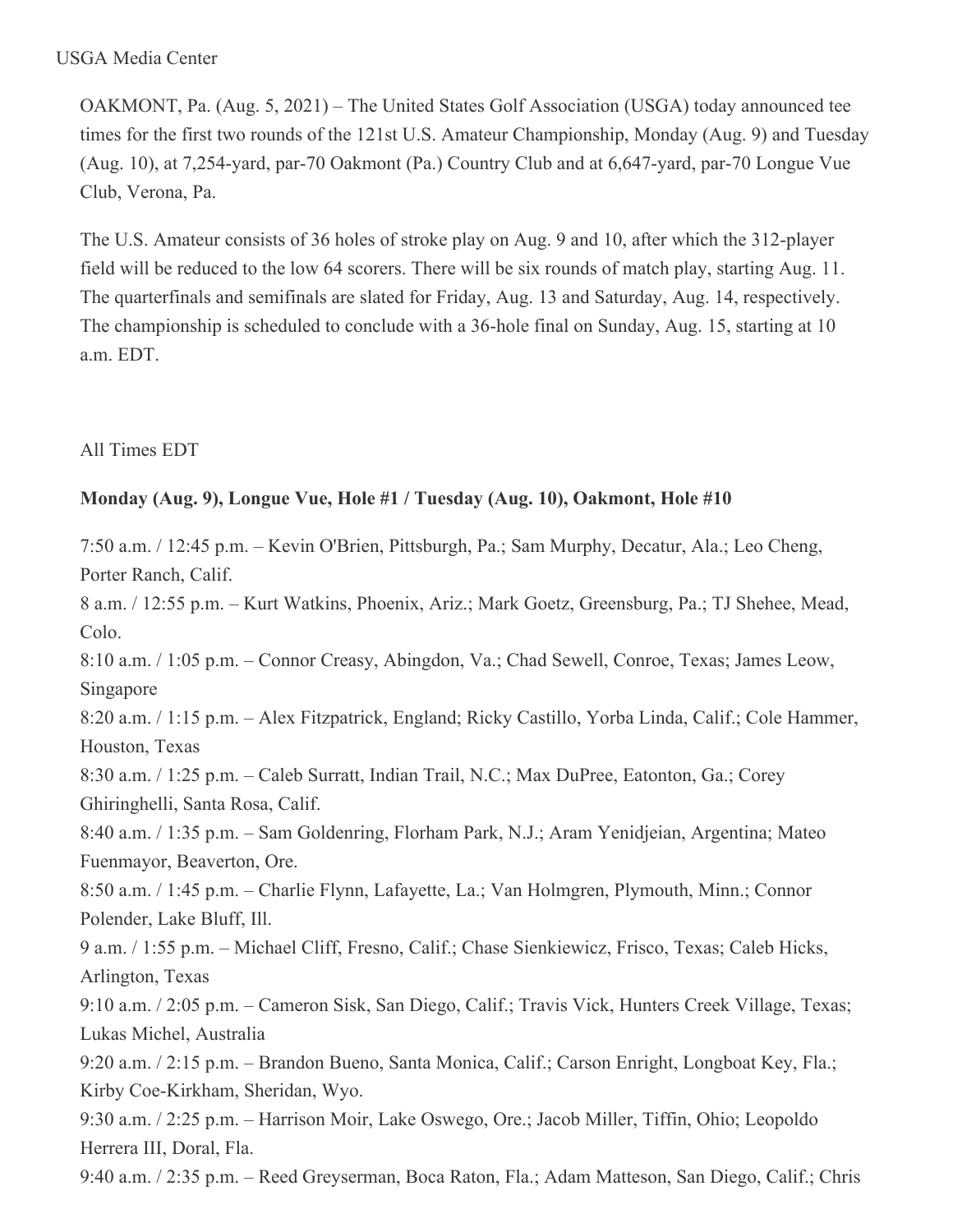USGA Media Center

OAKMONT, Pa. (Aug. 5, 2021) – The United States Golf Association (USGA) today announced tee times for the first two rounds of the 121st U.S. Amateur Championship, Monday (Aug. 9) and Tuesday (Aug. 10), at 7,254-yard, par-70 Oakmont (Pa.) Country Club and at 6,647-yard, par-70 Longue Vue Club, Verona, Pa.

The U.S. Amateur consists of 36 holes of stroke play on Aug. 9 and 10, after which the 312-player field will be reduced to the low 64 scorers. There will be six rounds of match play, starting Aug. 11. The quarterfinals and semifinals are slated for Friday, Aug. 13 and Saturday, Aug. 14, respectively. The championship is scheduled to conclude with a 36-hole final on Sunday, Aug. 15, starting at 10 a.m. EDT.

All Times EDT

**Monday (Aug. 9), Longue Vue, Hole #1 / Tuesday (Aug. 10), Oakmont, Hole #10**

7:50 a.m. / 12:45 p.m. – Kevin O'Brien, Pittsburgh, Pa.; Sam Murphy, Decatur, Ala.; Leo Cheng, Porter Ranch, Calif.
8 a.m. / 12:55 p.m. – Kurt Watkins, Phoenix, Ariz.; Mark Goetz, Greensburg, Pa.; TJ Shehee, Mead, Colo.
8:10 a.m. / 1:05 p.m. – Connor Creasy, Abingdon, Va.; Chad Sewell, Conroe, Texas; James Leow, Singapore
8:20 a.m. / 1:15 p.m. – Alex Fitzpatrick, England; Ricky Castillo, Yorba Linda, Calif.; Cole Hammer, Houston, Texas
8:30 a.m. / 1:25 p.m. – Caleb Surratt, Indian Trail, N.C.; Max DuPree, Eatonton, Ga.; Corey Ghiringhelli, Santa Rosa, Calif.
8:40 a.m. / 1:35 p.m. – Sam Goldenring, Florham Park, N.J.; Aram Yenidjeian, Argentina; Mateo Fuenmayor, Beaverton, Ore.
8:50 a.m. / 1:45 p.m. – Charlie Flynn, Lafayette, La.; Van Holmgren, Plymouth, Minn.; Connor Polender, Lake Bluff, Ill.
9 a.m. / 1:55 p.m. – Michael Cliff, Fresno, Calif.; Chase Sienkiewicz, Frisco, Texas; Caleb Hicks, Arlington, Texas
9:10 a.m. / 2:05 p.m. – Cameron Sisk, San Diego, Calif.; Travis Vick, Hunters Creek Village, Texas; Lukas Michel, Australia
9:20 a.m. / 2:15 p.m. – Brandon Bueno, Santa Monica, Calif.; Carson Enright, Longboat Key, Fla.; Kirby Coe-Kirkham, Sheridan, Wyo.
9:30 a.m. / 2:25 p.m. – Harrison Moir, Lake Oswego, Ore.; Jacob Miller, Tiffin, Ohio; Leopoldo Herrera III, Doral, Fla.
9:40 a.m. / 2:35 p.m. – Reed Greyserman, Boca Raton, Fla.; Adam Matteson, San Diego, Calif.; Chris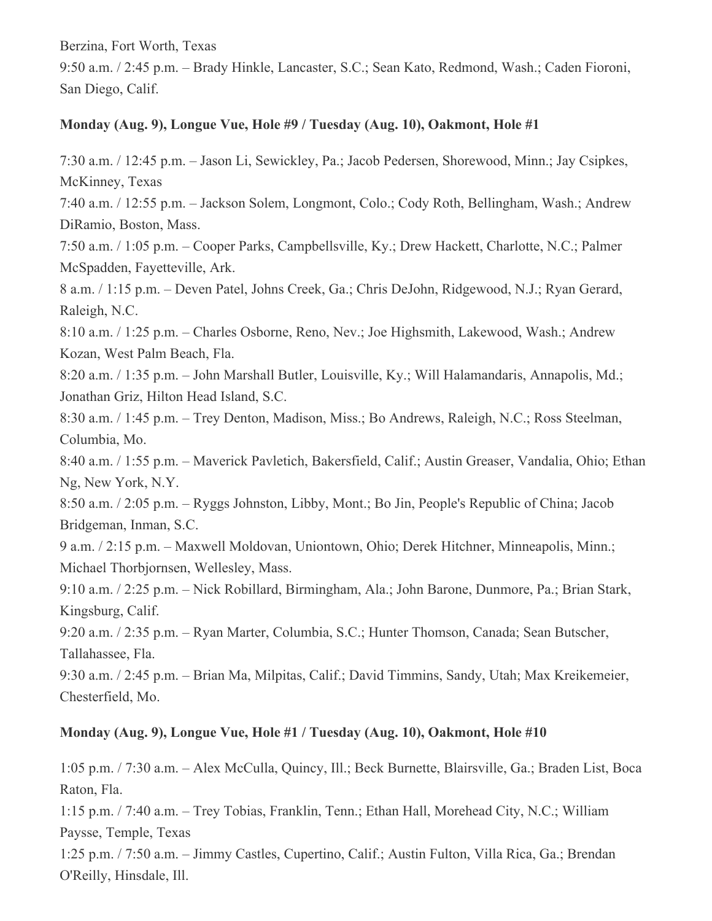Berzina, Fort Worth, Texas

9:50 a.m. / 2:45 p.m. – Brady Hinkle, Lancaster, S.C.; Sean Kato, Redmond, Wash.; Caden Fioroni, San Diego, Calif.

**Monday (Aug. 9), Longue Vue, Hole #9 / Tuesday (Aug. 10), Oakmont, Hole #1**

7:30 a.m. / 12:45 p.m. – Jason Li, Sewickley, Pa.; Jacob Pedersen, Shorewood, Minn.; Jay Csipkes, McKinney, Texas

7:40 a.m. / 12:55 p.m. – Jackson Solem, Longmont, Colo.; Cody Roth, Bellingham, Wash.; Andrew DiRamio, Boston, Mass.

7:50 a.m. / 1:05 p.m. – Cooper Parks, Campbellsville, Ky.; Drew Hackett, Charlotte, N.C.; Palmer McSpadden, Fayetteville, Ark.

8 a.m. / 1:15 p.m. – Deven Patel, Johns Creek, Ga.; Chris DeJohn, Ridgewood, N.J.; Ryan Gerard, Raleigh, N.C.

8:10 a.m. / 1:25 p.m. – Charles Osborne, Reno, Nev.; Joe Highsmith, Lakewood, Wash.; Andrew Kozan, West Palm Beach, Fla.

8:20 a.m. / 1:35 p.m. – John Marshall Butler, Louisville, Ky.; Will Halamandaris, Annapolis, Md.; Jonathan Griz, Hilton Head Island, S.C.

8:30 a.m. / 1:45 p.m. – Trey Denton, Madison, Miss.; Bo Andrews, Raleigh, N.C.; Ross Steelman, Columbia, Mo.

8:40 a.m. / 1:55 p.m. – Maverick Pavletich, Bakersfield, Calif.; Austin Greaser, Vandalia, Ohio; Ethan Ng, New York, N.Y.

8:50 a.m. / 2:05 p.m. – Ryggs Johnston, Libby, Mont.; Bo Jin, People's Republic of China; Jacob Bridgeman, Inman, S.C.

9 a.m. / 2:15 p.m. – Maxwell Moldovan, Uniontown, Ohio; Derek Hitchner, Minneapolis, Minn.; Michael Thorbjornsen, Wellesley, Mass.

9:10 a.m. / 2:25 p.m. – Nick Robillard, Birmingham, Ala.; John Barone, Dunmore, Pa.; Brian Stark, Kingsburg, Calif.

9:20 a.m. / 2:35 p.m. – Ryan Marter, Columbia, S.C.; Hunter Thomson, Canada; Sean Butscher, Tallahassee, Fla.

9:30 a.m. / 2:45 p.m. – Brian Ma, Milpitas, Calif.; David Timmins, Sandy, Utah; Max Kreikemeier, Chesterfield, Mo.

**Monday (Aug. 9), Longue Vue, Hole #1 / Tuesday (Aug. 10), Oakmont, Hole #10**

1:05 p.m. / 7:30 a.m. – Alex McCulla, Quincy, Ill.; Beck Burnette, Blairsville, Ga.; Braden List, Boca Raton, Fla.

1:15 p.m. / 7:40 a.m. – Trey Tobias, Franklin, Tenn.; Ethan Hall, Morehead City, N.C.; William Paysse, Temple, Texas

1:25 p.m. / 7:50 a.m. – Jimmy Castles, Cupertino, Calif.; Austin Fulton, Villa Rica, Ga.; Brendan O'Reilly, Hinsdale, Ill.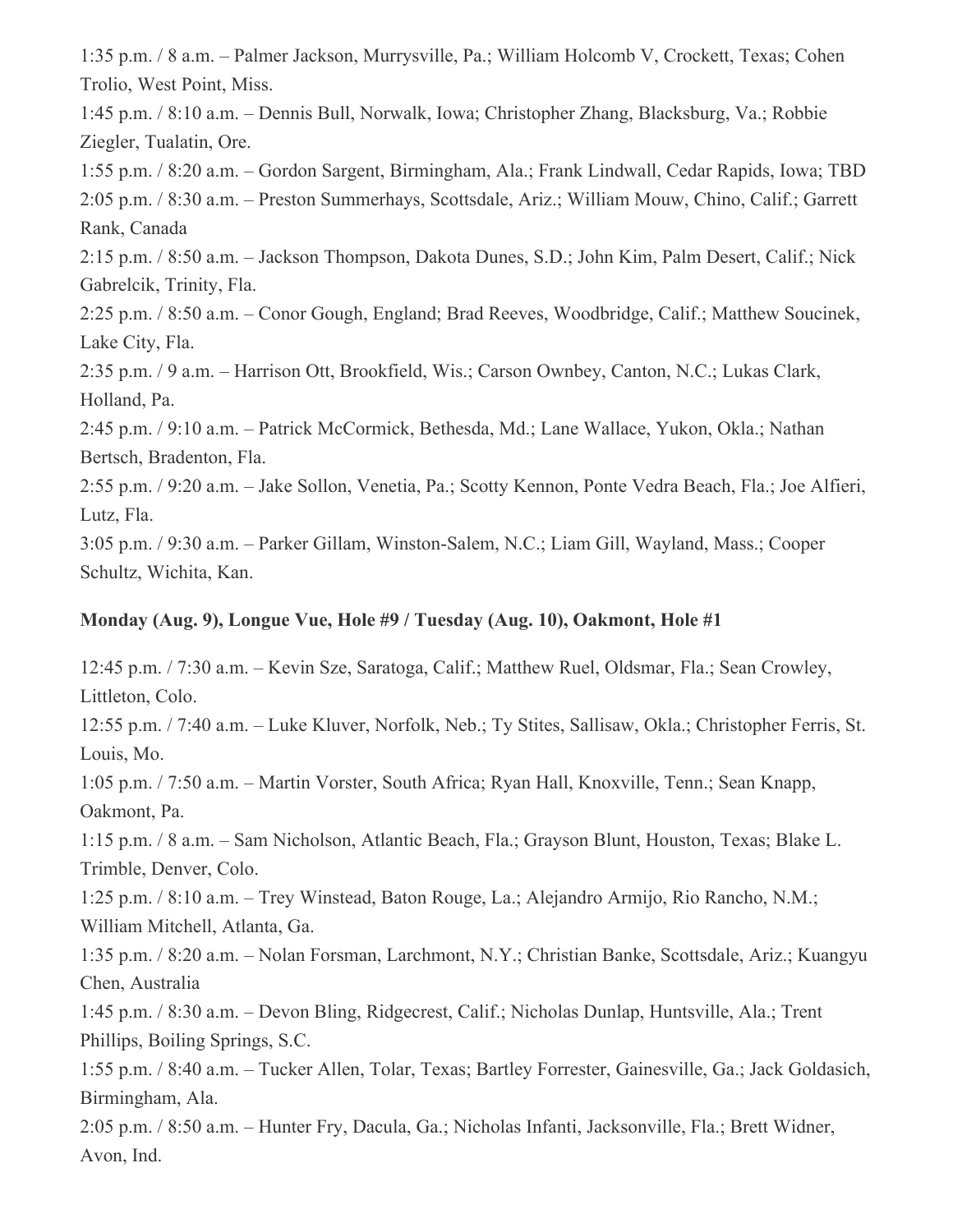1:35 p.m. / 8 a.m. – Palmer Jackson, Murrysville, Pa.; William Holcomb V, Crockett, Texas; Cohen Trolio, West Point, Miss.

1:45 p.m. / 8:10 a.m. – Dennis Bull, Norwalk, Iowa; Christopher Zhang, Blacksburg, Va.; Robbie Ziegler, Tualatin, Ore.

1:55 p.m. / 8:20 a.m. – Gordon Sargent, Birmingham, Ala.; Frank Lindwall, Cedar Rapids, Iowa; TBD

2:05 p.m. / 8:30 a.m. – Preston Summerhays, Scottsdale, Ariz.; William Mouw, Chino, Calif.; Garrett Rank, Canada

2:15 p.m. / 8:50 a.m. – Jackson Thompson, Dakota Dunes, S.D.; John Kim, Palm Desert, Calif.; Nick Gabrelcik, Trinity, Fla.

2:25 p.m. / 8:50 a.m. – Conor Gough, England; Brad Reeves, Woodbridge, Calif.; Matthew Soucinek, Lake City, Fla.

2:35 p.m. / 9 a.m. – Harrison Ott, Brookfield, Wis.; Carson Ownbey, Canton, N.C.; Lukas Clark, Holland, Pa.

2:45 p.m. / 9:10 a.m. – Patrick McCormick, Bethesda, Md.; Lane Wallace, Yukon, Okla.; Nathan Bertsch, Bradenton, Fla.

2:55 p.m. / 9:20 a.m. – Jake Sollon, Venetia, Pa.; Scotty Kennon, Ponte Vedra Beach, Fla.; Joe Alfieri, Lutz, Fla.

3:05 p.m. / 9:30 a.m. – Parker Gillam, Winston-Salem, N.C.; Liam Gill, Wayland, Mass.; Cooper Schultz, Wichita, Kan.

**Monday (Aug. 9), Longue Vue, Hole #9 / Tuesday (Aug. 10), Oakmont, Hole #1**

12:45 p.m. / 7:30 a.m. – Kevin Sze, Saratoga, Calif.; Matthew Ruel, Oldsmar, Fla.; Sean Crowley, Littleton, Colo.

12:55 p.m. / 7:40 a.m. – Luke Kluver, Norfolk, Neb.; Ty Stites, Sallisaw, Okla.; Christopher Ferris, St. Louis, Mo.

1:05 p.m. / 7:50 a.m. – Martin Vorster, South Africa; Ryan Hall, Knoxville, Tenn.; Sean Knapp, Oakmont, Pa.

1:15 p.m. / 8 a.m. – Sam Nicholson, Atlantic Beach, Fla.; Grayson Blunt, Houston, Texas; Blake L. Trimble, Denver, Colo.

1:25 p.m. / 8:10 a.m. – Trey Winstead, Baton Rouge, La.; Alejandro Armijo, Rio Rancho, N.M.; William Mitchell, Atlanta, Ga.

1:35 p.m. / 8:20 a.m. – Nolan Forsman, Larchmont, N.Y.; Christian Banke, Scottsdale, Ariz.; Kuangyu Chen, Australia

1:45 p.m. / 8:30 a.m. – Devon Bling, Ridgecrest, Calif.; Nicholas Dunlap, Huntsville, Ala.; Trent Phillips, Boiling Springs, S.C.

1:55 p.m. / 8:40 a.m. – Tucker Allen, Tolar, Texas; Bartley Forrester, Gainesville, Ga.; Jack Goldasich, Birmingham, Ala.

2:05 p.m. / 8:50 a.m. – Hunter Fry, Dacula, Ga.; Nicholas Infanti, Jacksonville, Fla.; Brett Widner, Avon, Ind.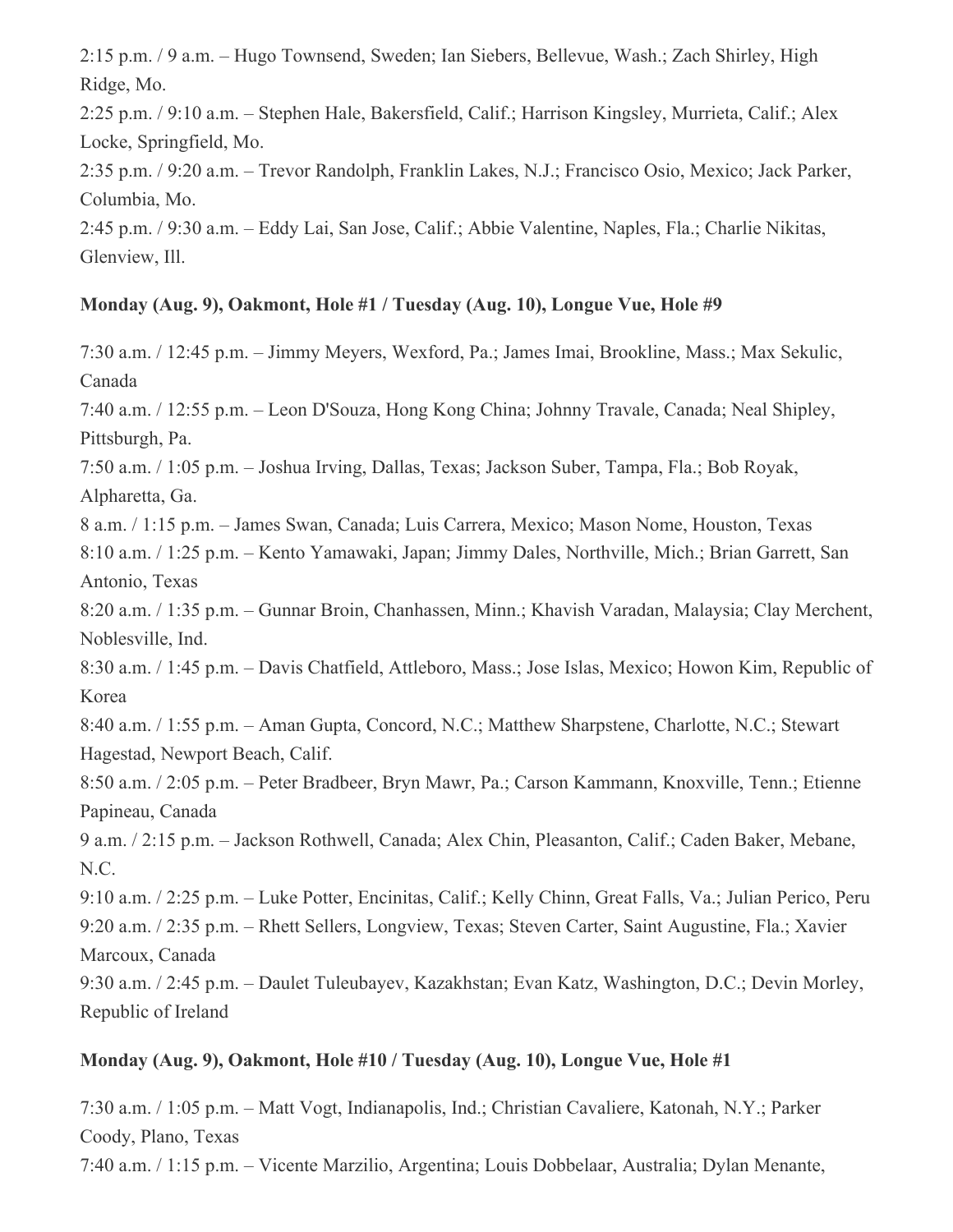2:15 p.m. / 9 a.m. – Hugo Townsend, Sweden; Ian Siebers, Bellevue, Wash.; Zach Shirley, High Ridge, Mo.

2:25 p.m. / 9:10 a.m. – Stephen Hale, Bakersfield, Calif.; Harrison Kingsley, Murrieta, Calif.; Alex Locke, Springfield, Mo.

2:35 p.m. / 9:20 a.m. – Trevor Randolph, Franklin Lakes, N.J.; Francisco Osio, Mexico; Jack Parker, Columbia, Mo.

2:45 p.m. / 9:30 a.m. – Eddy Lai, San Jose, Calif.; Abbie Valentine, Naples, Fla.; Charlie Nikitas, Glenview, Ill.

**Monday (Aug. 9), Oakmont, Hole #1 / Tuesday (Aug. 10), Longue Vue, Hole #9**

7:30 a.m. / 12:45 p.m. – Jimmy Meyers, Wexford, Pa.; James Imai, Brookline, Mass.; Max Sekulic, Canada

7:40 a.m. / 12:55 p.m. – Leon D'Souza, Hong Kong China; Johnny Travale, Canada; Neal Shipley, Pittsburgh, Pa.

7:50 a.m. / 1:05 p.m. – Joshua Irving, Dallas, Texas; Jackson Suber, Tampa, Fla.; Bob Royak, Alpharetta, Ga.

8 a.m. / 1:15 p.m. – James Swan, Canada; Luis Carrera, Mexico; Mason Nome, Houston, Texas

8:10 a.m. / 1:25 p.m. – Kento Yamawaki, Japan; Jimmy Dales, Northville, Mich.; Brian Garrett, San Antonio, Texas

8:20 a.m. / 1:35 p.m. – Gunnar Broin, Chanhassen, Minn.; Khavish Varadan, Malaysia; Clay Merchent, Noblesville, Ind.

8:30 a.m. / 1:45 p.m. – Davis Chatfield, Attleboro, Mass.; Jose Islas, Mexico; Howon Kim, Republic of Korea

8:40 a.m. / 1:55 p.m. – Aman Gupta, Concord, N.C.; Matthew Sharpstene, Charlotte, N.C.; Stewart Hagestad, Newport Beach, Calif.

8:50 a.m. / 2:05 p.m. – Peter Bradbeer, Bryn Mawr, Pa.; Carson Kammann, Knoxville, Tenn.; Etienne Papineau, Canada

9 a.m. / 2:15 p.m. – Jackson Rothwell, Canada; Alex Chin, Pleasanton, Calif.; Caden Baker, Mebane, N.C.

9:10 a.m. / 2:25 p.m. – Luke Potter, Encinitas, Calif.; Kelly Chinn, Great Falls, Va.; Julian Perico, Peru

9:20 a.m. / 2:35 p.m. – Rhett Sellers, Longview, Texas; Steven Carter, Saint Augustine, Fla.; Xavier Marcoux, Canada

9:30 a.m. / 2:45 p.m. – Daulet Tuleubayev, Kazakhstan; Evan Katz, Washington, D.C.; Devin Morley, Republic of Ireland

**Monday (Aug. 9), Oakmont, Hole #10 / Tuesday (Aug. 10), Longue Vue, Hole #1**

7:30 a.m. / 1:05 p.m. – Matt Vogt, Indianapolis, Ind.; Christian Cavaliere, Katonah, N.Y.; Parker Coody, Plano, Texas

7:40 a.m. / 1:15 p.m. – Vicente Marzilio, Argentina; Louis Dobbelaar, Australia; Dylan Menante,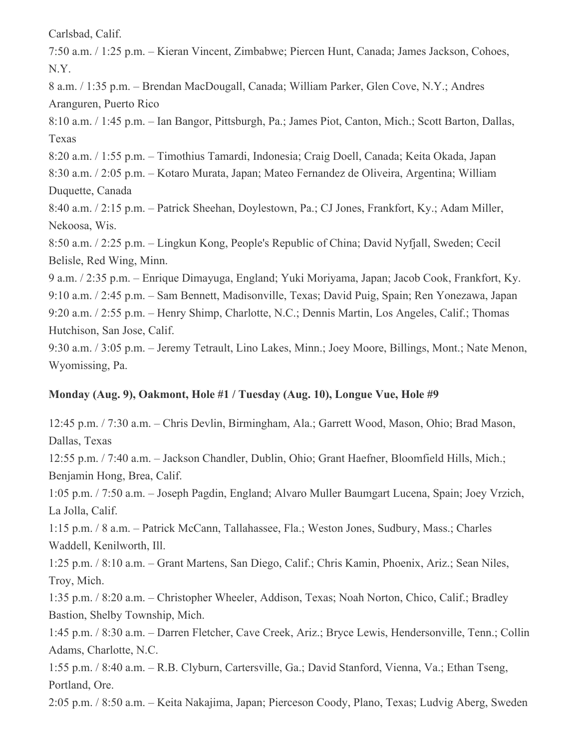Carlsbad, Calif.

7:50 a.m. / 1:25 p.m. – Kieran Vincent, Zimbabwe; Piercen Hunt, Canada; James Jackson, Cohoes, N.Y.

8 a.m. / 1:35 p.m. – Brendan MacDougall, Canada; William Parker, Glen Cove, N.Y.; Andres Aranguren, Puerto Rico

8:10 a.m. / 1:45 p.m. – Ian Bangor, Pittsburgh, Pa.; James Piot, Canton, Mich.; Scott Barton, Dallas, Texas

8:20 a.m. / 1:55 p.m. – Timothius Tamardi, Indonesia; Craig Doell, Canada; Keita Okada, Japan

8:30 a.m. / 2:05 p.m. – Kotaro Murata, Japan; Mateo Fernandez de Oliveira, Argentina; William Duquette, Canada

8:40 a.m. / 2:15 p.m. – Patrick Sheehan, Doylestown, Pa.; CJ Jones, Frankfort, Ky.; Adam Miller, Nekoosa, Wis.

8:50 a.m. / 2:25 p.m. – Lingkun Kong, People's Republic of China; David Nyfjall, Sweden; Cecil Belisle, Red Wing, Minn.

9 a.m. / 2:35 p.m. – Enrique Dimayuga, England; Yuki Moriyama, Japan; Jacob Cook, Frankfort, Ky.

9:10 a.m. / 2:45 p.m. – Sam Bennett, Madisonville, Texas; David Puig, Spain; Ren Yonezawa, Japan

9:20 a.m. / 2:55 p.m. – Henry Shimp, Charlotte, N.C.; Dennis Martin, Los Angeles, Calif.; Thomas Hutchison, San Jose, Calif.

9:30 a.m. / 3:05 p.m. – Jeremy Tetrault, Lino Lakes, Minn.; Joey Moore, Billings, Mont.; Nate Menon, Wyomissing, Pa.

**Monday (Aug. 9), Oakmont, Hole #1 / Tuesday (Aug. 10), Longue Vue, Hole #9**

12:45 p.m. / 7:30 a.m. – Chris Devlin, Birmingham, Ala.; Garrett Wood, Mason, Ohio; Brad Mason, Dallas, Texas

12:55 p.m. / 7:40 a.m. – Jackson Chandler, Dublin, Ohio; Grant Haefner, Bloomfield Hills, Mich.; Benjamin Hong, Brea, Calif.

1:05 p.m. / 7:50 a.m. – Joseph Pagdin, England; Alvaro Muller Baumgart Lucena, Spain; Joey Vrzich, La Jolla, Calif.

1:15 p.m. / 8 a.m. – Patrick McCann, Tallahassee, Fla.; Weston Jones, Sudbury, Mass.; Charles Waddell, Kenilworth, Ill.

1:25 p.m. / 8:10 a.m. – Grant Martens, San Diego, Calif.; Chris Kamin, Phoenix, Ariz.; Sean Niles, Troy, Mich.

1:35 p.m. / 8:20 a.m. – Christopher Wheeler, Addison, Texas; Noah Norton, Chico, Calif.; Bradley Bastion, Shelby Township, Mich.

1:45 p.m. / 8:30 a.m. – Darren Fletcher, Cave Creek, Ariz.; Bryce Lewis, Hendersonville, Tenn.; Collin Adams, Charlotte, N.C.

1:55 p.m. / 8:40 a.m. – R.B. Clyburn, Cartersville, Ga.; David Stanford, Vienna, Va.; Ethan Tseng, Portland, Ore.

2:05 p.m. / 8:50 a.m. – Keita Nakajima, Japan; Pierceson Coody, Plano, Texas; Ludvig Aberg, Sweden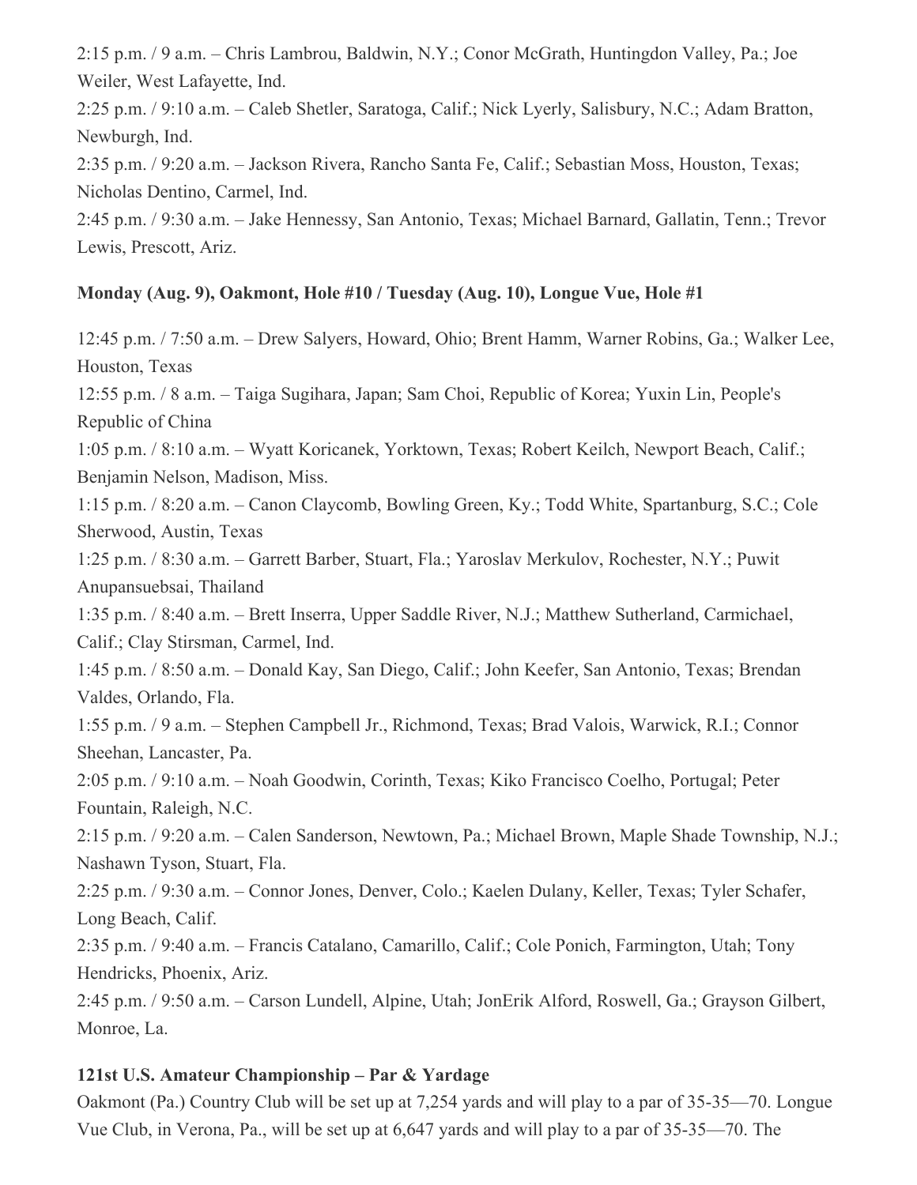2:15 p.m. / 9 a.m. – Chris Lambrou, Baldwin, N.Y.; Conor McGrath, Huntingdon Valley, Pa.; Joe Weiler, West Lafayette, Ind.
2:25 p.m. / 9:10 a.m. – Caleb Shetler, Saratoga, Calif.; Nick Lyerly, Salisbury, N.C.; Adam Bratton, Newburgh, Ind.
2:35 p.m. / 9:20 a.m. – Jackson Rivera, Rancho Santa Fe, Calif.; Sebastian Moss, Houston, Texas; Nicholas Dentino, Carmel, Ind.
2:45 p.m. / 9:30 a.m. – Jake Hennessy, San Antonio, Texas; Michael Barnard, Gallatin, Tenn.; Trevor Lewis, Prescott, Ariz.

**Monday (Aug. 9), Oakmont, Hole #10 / Tuesday (Aug. 10), Longue Vue, Hole #1**

12:45 p.m. / 7:50 a.m. – Drew Salyers, Howard, Ohio; Brent Hamm, Warner Robins, Ga.; Walker Lee, Houston, Texas
12:55 p.m. / 8 a.m. – Taiga Sugihara, Japan; Sam Choi, Republic of Korea; Yuxin Lin, People's Republic of China
1:05 p.m. / 8:10 a.m. – Wyatt Koricanek, Yorktown, Texas; Robert Keilch, Newport Beach, Calif.; Benjamin Nelson, Madison, Miss.
1:15 p.m. / 8:20 a.m. – Canon Claycomb, Bowling Green, Ky.; Todd White, Spartanburg, S.C.; Cole Sherwood, Austin, Texas
1:25 p.m. / 8:30 a.m. – Garrett Barber, Stuart, Fla.; Yaroslav Merkulov, Rochester, N.Y.; Puwit Anupansuebsai, Thailand
1:35 p.m. / 8:40 a.m. – Brett Inserra, Upper Saddle River, N.J.; Matthew Sutherland, Carmichael, Calif.; Clay Stirsman, Carmel, Ind.
1:45 p.m. / 8:50 a.m. – Donald Kay, San Diego, Calif.; John Keefer, San Antonio, Texas; Brendan Valdes, Orlando, Fla.
1:55 p.m. / 9 a.m. – Stephen Campbell Jr., Richmond, Texas; Brad Valois, Warwick, R.I.; Connor Sheehan, Lancaster, Pa.
2:05 p.m. / 9:10 a.m. – Noah Goodwin, Corinth, Texas; Kiko Francisco Coelho, Portugal; Peter Fountain, Raleigh, N.C.
2:15 p.m. / 9:20 a.m. – Calen Sanderson, Newtown, Pa.; Michael Brown, Maple Shade Township, N.J.; Nashawn Tyson, Stuart, Fla.
2:25 p.m. / 9:30 a.m. – Connor Jones, Denver, Colo.; Kaelen Dulany, Keller, Texas; Tyler Schafer, Long Beach, Calif.
2:35 p.m. / 9:40 a.m. – Francis Catalano, Camarillo, Calif.; Cole Ponich, Farmington, Utah; Tony Hendricks, Phoenix, Ariz.
2:45 p.m. / 9:50 a.m. – Carson Lundell, Alpine, Utah; JonErik Alford, Roswell, Ga.; Grayson Gilbert, Monroe, La.

**121st U.S. Amateur Championship – Par & Yardage**

Oakmont (Pa.) Country Club will be set up at 7,254 yards and will play to a par of 35-35—70. Longue Vue Club, in Verona, Pa., will be set up at 6,647 yards and will play to a par of 35-35—70. The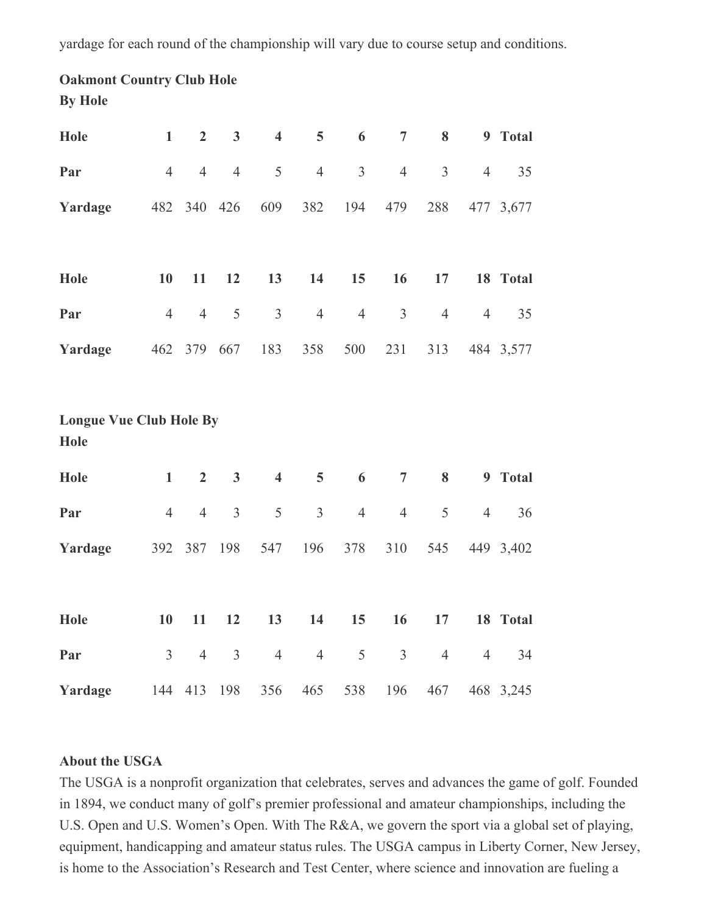yardage for each round of the championship will vary due to course setup and conditions.

**Oakmont Country Club Hole By Hole**

| Hole | 1 | 2 | 3 | 4 | 5 | 6 | 7 | 8 | 9 | Total |
|---|---|---|---|---|---|---|---|---|---|---|
| Par | 4 | 4 | 4 | 5 | 4 | 3 | 4 | 3 | 4 | 35 |
| Yardage | 482 | 340 | 426 | 609 | 382 | 194 | 479 | 288 | 477 | 3,677 |

| Hole | 10 | 11 | 12 | 13 | 14 | 15 | 16 | 17 | 18 | Total |
|---|---|---|---|---|---|---|---|---|---|---|
| Par | 4 | 4 | 5 | 3 | 4 | 4 | 3 | 4 | 4 | 35 |
| Yardage | 462 | 379 | 667 | 183 | 358 | 500 | 231 | 313 | 484 | 3,577 |

**Longue Vue Club Hole By Hole**

| Hole | 1 | 2 | 3 | 4 | 5 | 6 | 7 | 8 | 9 | Total |
|---|---|---|---|---|---|---|---|---|---|---|
| Par | 4 | 4 | 3 | 5 | 3 | 4 | 4 | 5 | 4 | 36 |
| Yardage | 392 | 387 | 198 | 547 | 196 | 378 | 310 | 545 | 449 | 3,402 |

| Hole | 10 | 11 | 12 | 13 | 14 | 15 | 16 | 17 | 18 | Total |
|---|---|---|---|---|---|---|---|---|---|---|
| Par | 3 | 4 | 3 | 4 | 4 | 5 | 3 | 4 | 4 | 34 |
| Yardage | 144 | 413 | 198 | 356 | 465 | 538 | 196 | 467 | 468 | 3,245 |

**About the USGA**

The USGA is a nonprofit organization that celebrates, serves and advances the game of golf. Founded in 1894, we conduct many of golf's premier professional and amateur championships, including the U.S. Open and U.S. Women's Open. With The R&A, we govern the sport via a global set of playing, equipment, handicapping and amateur status rules. The USGA campus in Liberty Corner, New Jersey, is home to the Association's Research and Test Center, where science and innovation are fueling a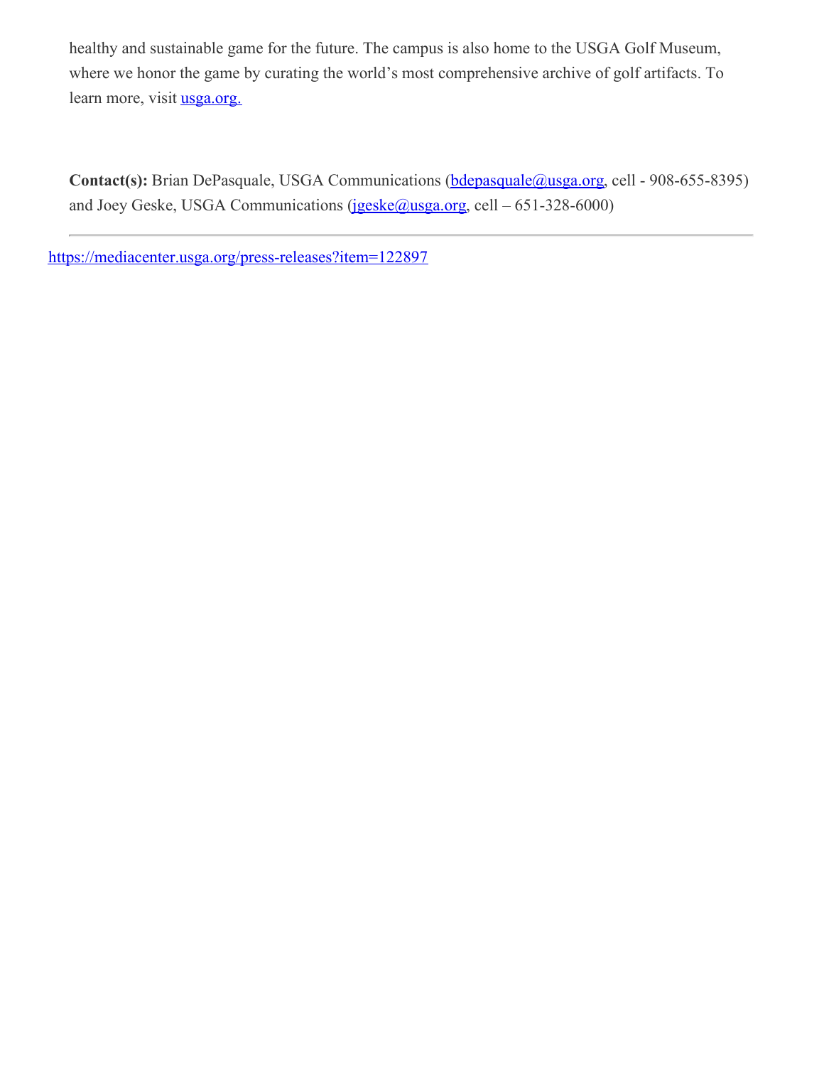healthy and sustainable game for the future. The campus is also home to the USGA Golf Museum, where we honor the game by curating the world's most comprehensive archive of golf artifacts. To learn more, visit [usga.org.](usga.org)

**Contact(s):** Brian DePasquale, USGA Communications ([bdepasquale@usga.org](mailto:bdepasquale@usga.org), cell - 908-655-8395) and Joey Geske, USGA Communications ([jgeske@usga.org](mailto:jgeske@usga.org), cell – 651-328-6000)

---

[https://mediacenter.usga.org/press-releases?item=122897](https://mediacenter.usga.org/press-releases?item=122897)